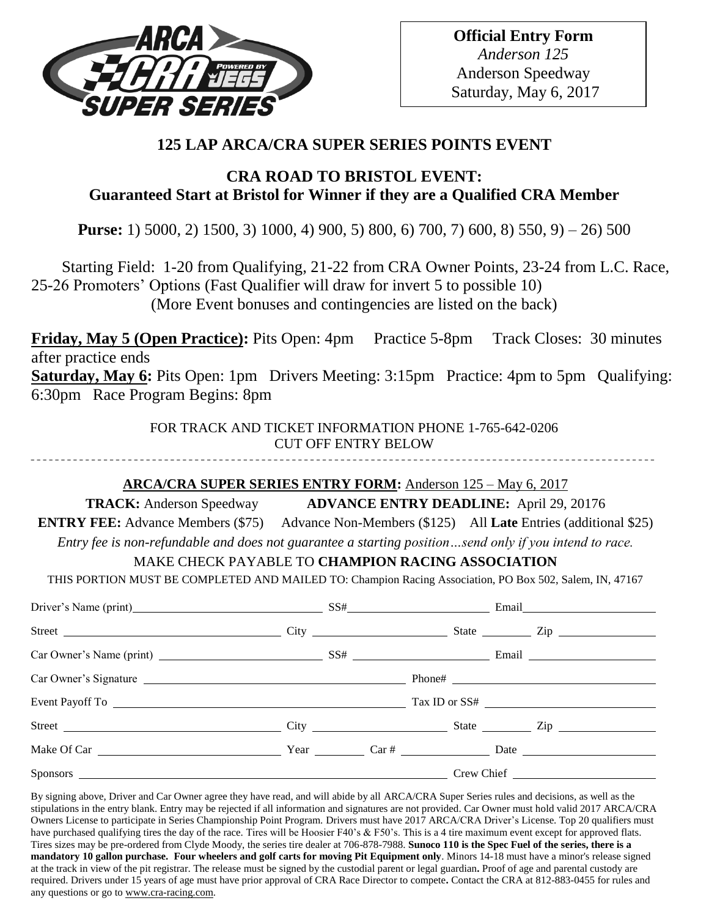**Official Entry Form**
*Anderson 125*
Anderson Speedway
Saturday, May 6, 2017

## 125 LAP ARCA/CRA SUPER SERIES POINTS EVENT

## CRA ROAD TO BRISTOL EVENT:
## Guaranteed Start at Bristol for Winner if they are a Qualified CRA Member

**Purse:** 1) 5000, 2) 1500, 3) 1000, 4) 900, 5) 800, 6) 700, 7) 600, 8) 550, 9) – 26) 500

Starting Field: 1-20 from Qualifying, 21-22 from CRA Owner Points, 23-24 from L.C. Race, 25-26 Promoters' Options (Fast Qualifier will draw for invert 5 to possible 10)
(More Event bonuses and contingencies are listed on the back)

**Friday, May 5 (Open Practice):** Pits Open: 4pm Practice 5-8pm Track Closes: 30 minutes after practice ends
**Saturday, May 6:** Pits Open: 1pm Drivers Meeting: 3:15pm Practice: 4pm to 5pm Qualifying: 6:30pm Race Program Begins: 8pm

FOR TRACK AND TICKET INFORMATION PHONE 1-765-642-0206
CUT OFF ENTRY BELOW

---

**ARCA/CRA SUPER SERIES ENTRY FORM:** Anderson 125 – May 6, 2017

**TRACK:** Anderson Speedway **ADVANCE ENTRY DEADLINE:** April 29, 20176

**ENTRY FEE:** Advance Members ($75) Advance Non-Members ($125) All **Late** Entries (additional $25)

*Entry fee is non-refundable and does not guarantee a starting position…send only if you intend to race.*

MAKE CHECK PAYABLE TO **CHAMPION RACING ASSOCIATION**

THIS PORTION MUST BE COMPLETED AND MAILED TO: Champion Racing Association, PO Box 502, Salem, IN, 47167

Driver's Name (print) ______________ SS# ______________ Email ______________

Street ______________ City ______________ State ______ Zip ______________

Car Owner's Name (print) ______________ SS# ______________ Email ______________

Car Owner's Signature ______________ Phone# ______________

Event Payoff To ______________ Tax ID or SS# ______________

Street ______________ City ______________ State ______ Zip ______________

Make Of Car ______________ Year ______ Car # ______________ Date ______________

Sponsors ______________ Crew Chief ______________

By signing above, Driver and Car Owner agree they have read, and will abide by all ARCA/CRA Super Series rules and decisions, as well as the stipulations in the entry blank. Entry may be rejected if all information and signatures are not provided. Car Owner must hold valid 2017 ARCA/CRA Owners License to participate in Series Championship Point Program. Drivers must have 2017 ARCA/CRA Driver's License. Top 20 qualifiers must have purchased qualifying tires the day of the race. Tires will be Hoosier F40's & F50's. This is a 4 tire maximum event except for approved flats. Tires sizes may be pre-ordered from Clyde Moody, the series tire dealer at 706-878-7988. **Sunoco 110 is the Spec Fuel of the series, there is a mandatory 10 gallon purchase. Four wheelers and golf carts for moving Pit Equipment only**. Minors 14-18 must have a minor's release signed at the track in view of the pit registrar. The release must be signed by the custodial parent or legal guardian**.** Proof of age and parental custody are required. Drivers under 15 years of age must have prior approval of CRA Race Director to compete**.** Contact the CRA at 812-883-0455 for rules and any questions or go to www.cra-racing.com.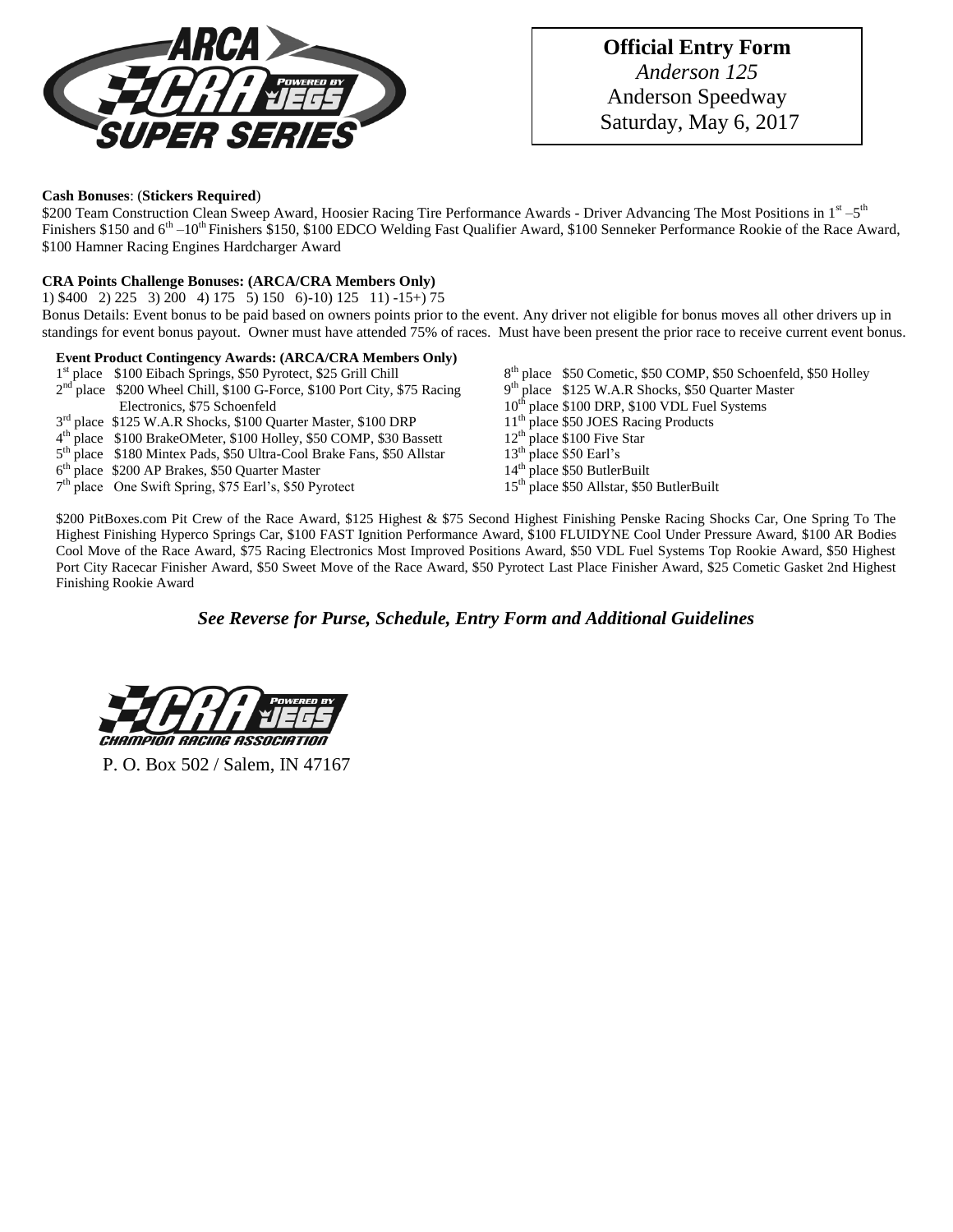**Official Entry Form**
*Anderson 125*
Anderson Speedway
Saturday, May 6, 2017

**Cash Bonuses**: (**Stickers Required**)
$200 Team Construction Clean Sweep Award, Hoosier Racing Tire Performance Awards - Driver Advancing The Most Positions in 1st –5th Finishers $150 and 6th –10th Finishers $150, $100 EDCO Welding Fast Qualifier Award, $100 Senneker Performance Rookie of the Race Award, $100 Hamner Racing Engines Hardcharger Award

**CRA Points Challenge Bonuses: (ARCA/CRA Members Only)**
1) $400 2) 225 3) 200 4) 175 5) 150 6)-10) 125 11) -15+) 75
Bonus Details: Event bonus to be paid based on owners points prior to the event. Any driver not eligible for bonus moves all other drivers up in standings for event bonus payout. Owner must have attended 75% of races. Must have been present the prior race to receive current event bonus.

**Event Product Contingency Awards: (ARCA/CRA Members Only)**
1st place $100 Eibach Springs, $50 Pyrotect, $25 Grill Chill
2nd place $200 Wheel Chill, $100 G-Force, $100 Port City, $75 Racing Electronics, $75 Schoenfeld
3rd place $125 W.A.R Shocks, $100 Quarter Master, $100 DRP
4th place $100 BrakeOMeter, $100 Holley, $50 COMP, $30 Bassett
5th place $180 Mintex Pads, $50 Ultra-Cool Brake Fans, $50 Allstar
6th place $200 AP Brakes, $50 Quarter Master
7th place One Swift Spring, $75 Earl's, $50 Pyrotect
8th place $50 Cometic, $50 COMP, $50 Schoenfeld, $50 Holley
9th place $125 W.A.R Shocks, $50 Quarter Master
10th place $100 DRP, $100 VDL Fuel Systems
11th place $50 JOES Racing Products
12th place $100 Five Star
13th place $50 Earl's
14th place $50 ButlerBuilt
15th place $50 Allstar, $50 ButlerBuilt

$200 PitBoxes.com Pit Crew of the Race Award, $125 Highest & $75 Second Highest Finishing Penske Racing Shocks Car, One Spring To The Highest Finishing Hyperco Springs Car, $100 FAST Ignition Performance Award, $100 FLUIDYNE Cool Under Pressure Award, $100 AR Bodies Cool Move of the Race Award, $75 Racing Electronics Most Improved Positions Award, $50 VDL Fuel Systems Top Rookie Award, $50 Highest Port City Racecar Finisher Award, $50 Sweet Move of the Race Award, $50 Pyrotect Last Place Finisher Award, $25 Cometic Gasket 2nd Highest Finishing Rookie Award

***See Reverse for Purse, Schedule, Entry Form and Additional Guidelines***

P. O. Box 502 / Salem, IN 47167